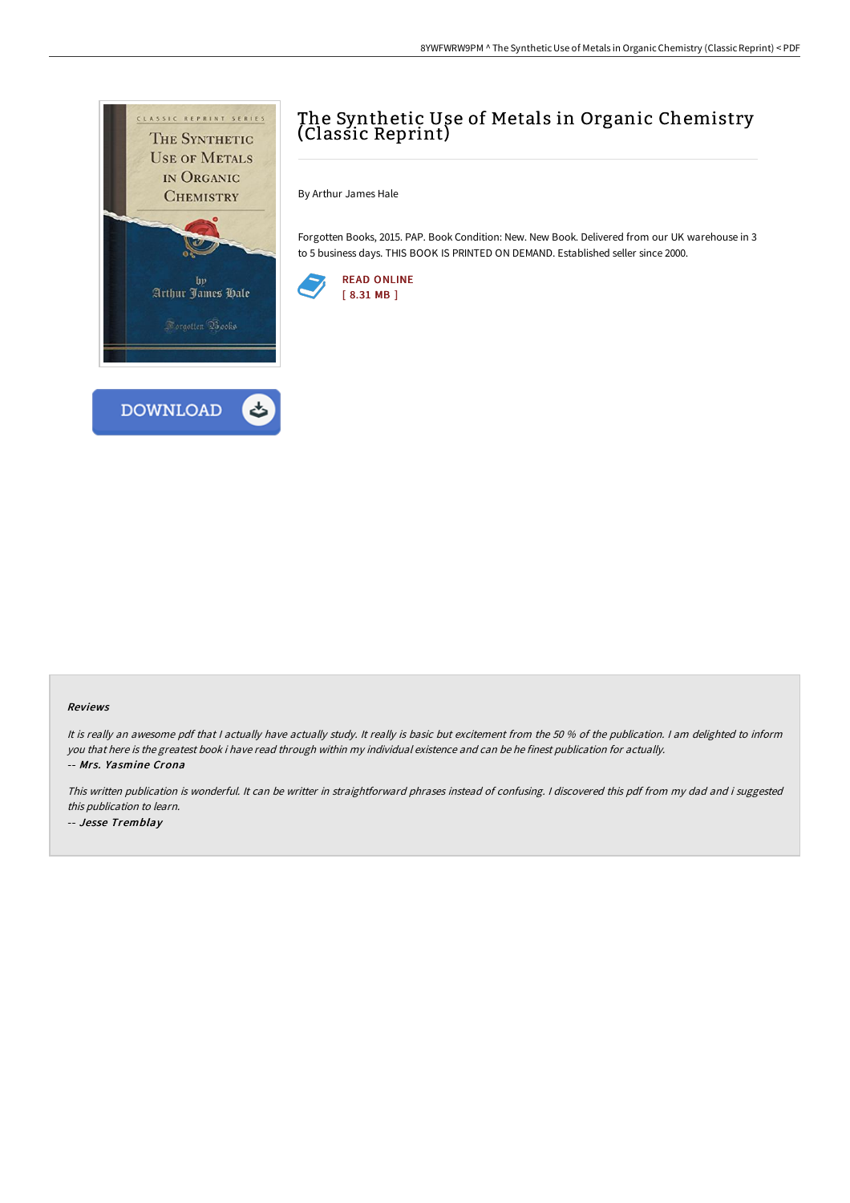# The Synthetic Use of Metals in Organic Chemistry (Classic Reprint)

By Arthur James Hale

Forgotten Books, 2015. PAP. Book Condition: New. New Book. Delivered from our UK warehouse in 3 to 5 business days. THIS BOOK IS PRINTED ON DEMAND. Established seller since 2000.

READ ONLINE
[ 8.31 MB ]

DOWNLOAD

### Reviews

*It is really an awesome pdf that I actually have actually study. It really is basic but excitement from the 50 % of the publication. I am delighted to inform you that here is the greatest book i have read through within my individual existence and can be he finest publication for actually.*

*-- Mrs. Yasmine Crona*

*This written publication is wonderful. It can be writter in straightforward phrases instead of confusing. I discovered this pdf from my dad and i suggested this publication to learn.*

*-- Jesse Tremblay*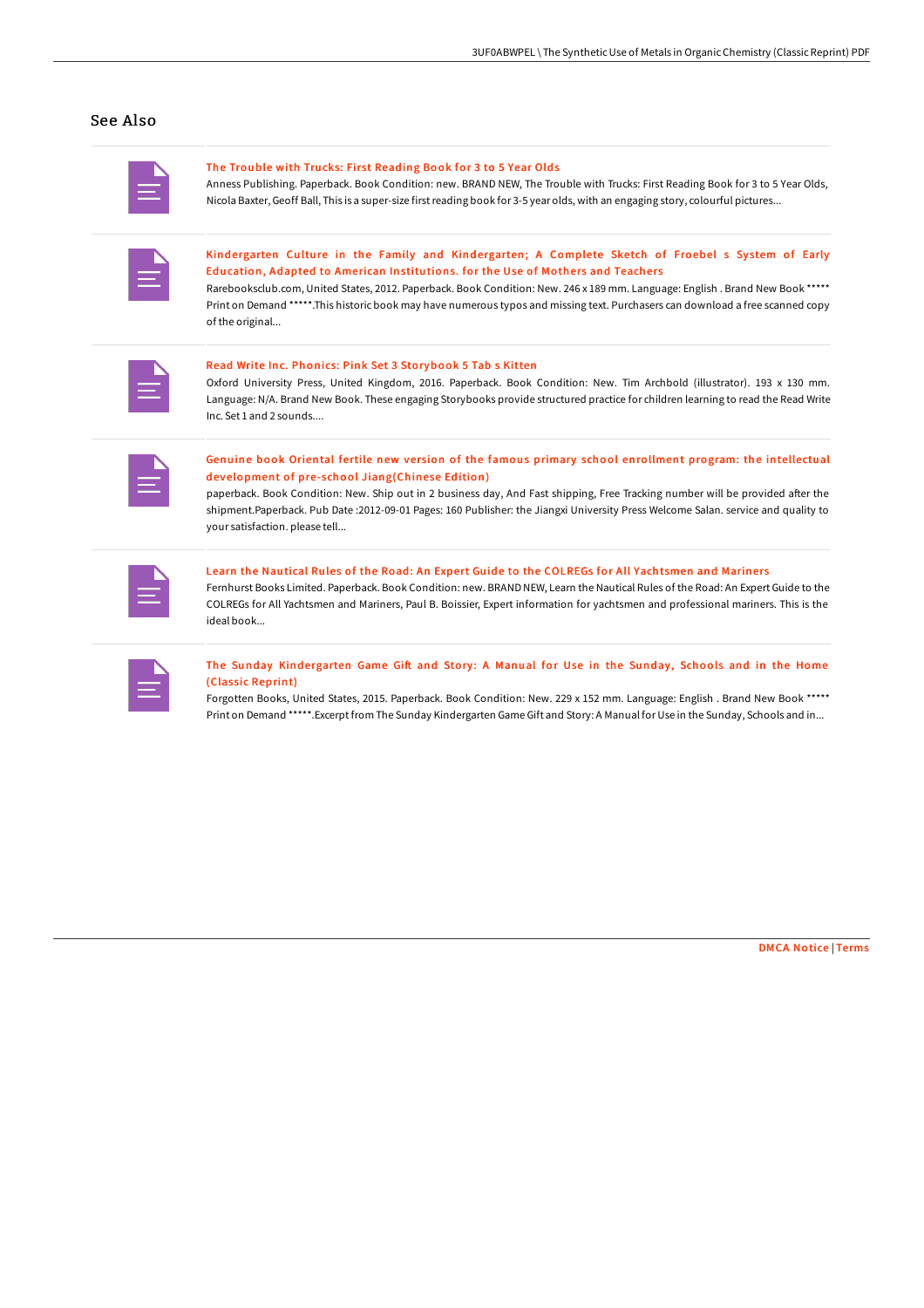## See Also

### The Trouble with Trucks: First Reading Book for 3 to 5 Year Olds

Anness Publishing. Paperback. Book Condition: new. BRAND NEW, The Trouble with Trucks: First Reading Book for 3 to 5 Year Olds, Nicola Baxter, Geoff Ball, This is a super-size first reading book for 3-5 year olds, with an engaging story, colourful pictures...

### Kindergarten Culture in the Family and Kindergarten; A Complete Sketch of Froebel s System of Early Education, Adapted to American Institutions. for the Use of Mothers and Teachers

Rarebooksclub.com, United States, 2012. Paperback. Book Condition: New. 246 x 189 mm. Language: English . Brand New Book ***** Print on Demand *****.This historic book may have numerous typos and missing text. Purchasers can download a free scanned copy of the original...

### Read Write Inc. Phonics: Pink Set 3 Storybook 5 Tab s Kitten

Oxford University Press, United Kingdom, 2016. Paperback. Book Condition: New. Tim Archbold (illustrator). 193 x 130 mm. Language: N/A. Brand New Book. These engaging Storybooks provide structured practice for children learning to read the Read Write Inc. Set 1 and 2 sounds....

### Genuine book Oriental fertile new version of the famous primary school enrollment program: the intellectual development of pre-school Jiang(Chinese Edition)

paperback. Book Condition: New. Ship out in 2 business day, And Fast shipping, Free Tracking number will be provided after the shipment.Paperback. Pub Date :2012-09-01 Pages: 160 Publisher: the Jiangxi University Press Welcome Salan. service and quality to your satisfaction. please tell...

### Learn the Nautical Rules of the Road: An Expert Guide to the COLREGs for All Yachtsmen and Mariners

Fernhurst Books Limited. Paperback. Book Condition: new. BRAND NEW, Learn the Nautical Rules of the Road: An Expert Guide to the COLREGs for All Yachtsmen and Mariners, Paul B. Boissier, Expert information for yachtsmen and professional mariners. This is the ideal book...

### The Sunday Kindergarten Game Gift and Story: A Manual for Use in the Sunday, Schools and in the Home (Classic Reprint)

Forgotten Books, United States, 2015. Paperback. Book Condition: New. 229 x 152 mm. Language: English . Brand New Book ***** Print on Demand *****.Excerpt from The Sunday Kindergarten Game Gift and Story: A Manual for Use in the Sunday, Schools and in...

DMCA Notice | Terms